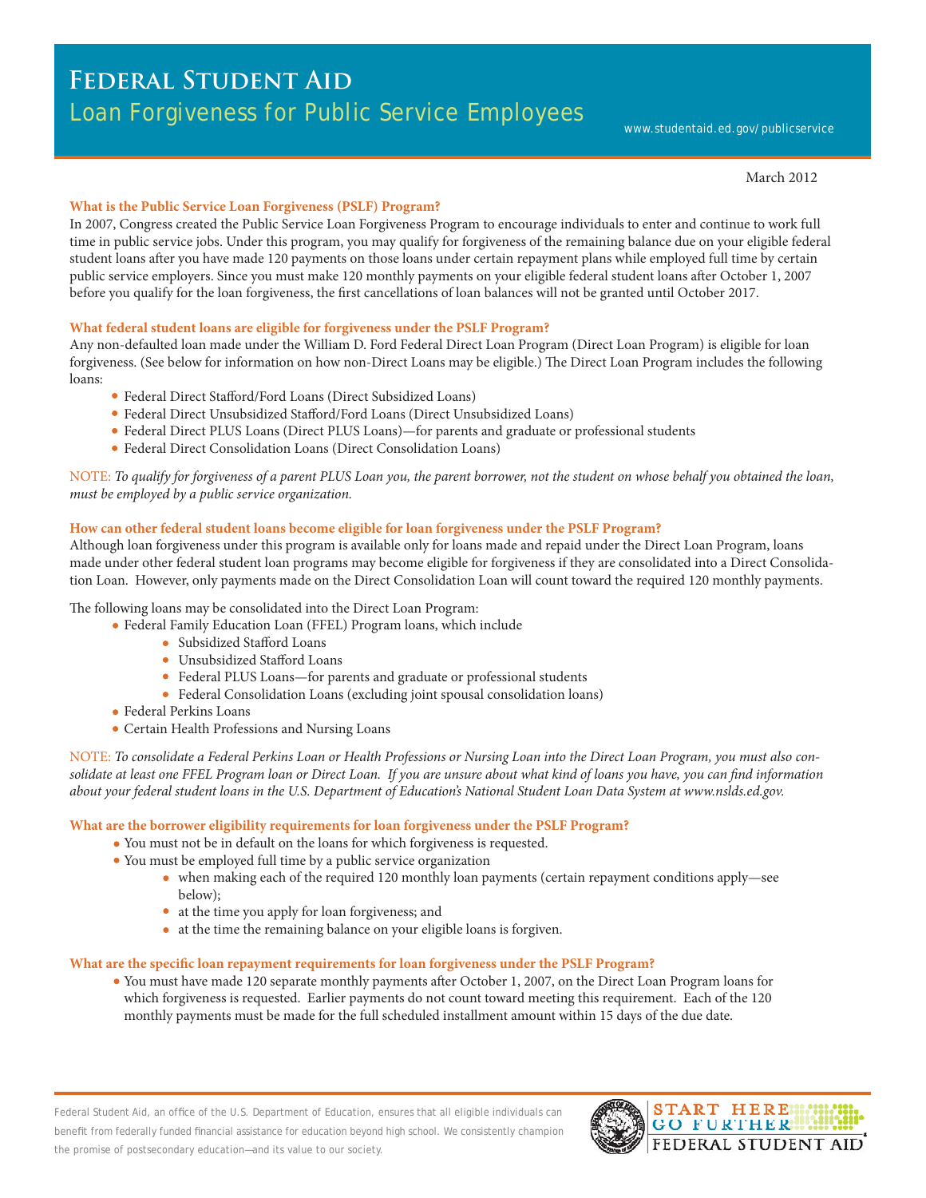# Federal Student Aid

## Loan Forgiveness for Public Service Employees

www.studentaid.ed.gov/publicservice

March 2012

### What is the Public Service Loan Forgiveness (PSLF) Program?

In 2007, Congress created the Public Service Loan Forgiveness Program to encourage individuals to enter and continue to work full time in public service jobs. Under this program, you may qualify for forgiveness of the remaining balance due on your eligible federal student loans after you have made 120 payments on those loans under certain repayment plans while employed full time by certain public service employers. Since you must make 120 monthly payments on your eligible federal student loans after October 1, 2007 before you qualify for the loan forgiveness, the first cancellations of loan balances will not be granted until October 2017.

### What federal student loans are eligible for forgiveness under the PSLF Program?

Any non-defaulted loan made under the William D. Ford Federal Direct Loan Program (Direct Loan Program) is eligible for loan forgiveness. (See below for information on how non-Direct Loans may be eligible.) The Direct Loan Program includes the following loans:

- Federal Direct Stafford/Ford Loans (Direct Subsidized Loans)
- Federal Direct Unsubsidized Stafford/Ford Loans (Direct Unsubsidized Loans)
- Federal Direct PLUS Loans (Direct PLUS Loans)—for parents and graduate or professional students
- Federal Direct Consolidation Loans (Direct Consolidation Loans)

NOTE: *To qualify for forgiveness of a parent PLUS Loan you, the parent borrower, not the student on whose behalf you obtained the loan, must be employed by a public service organization.*

### How can other federal student loans become eligible for loan forgiveness under the PSLF Program?

Although loan forgiveness under this program is available only for loans made and repaid under the Direct Loan Program, loans made under other federal student loan programs may become eligible for forgiveness if they are consolidated into a Direct Consolidation Loan. However, only payments made on the Direct Consolidation Loan will count toward the required 120 monthly payments.

The following loans may be consolidated into the Direct Loan Program:

- Federal Family Education Loan (FFEL) Program loans, which include
  - Subsidized Stafford Loans
  - Unsubsidized Stafford Loans
  - Federal PLUS Loans—for parents and graduate or professional students
  - Federal Consolidation Loans (excluding joint spousal consolidation loans)
- Federal Perkins Loans
- Certain Health Professions and Nursing Loans

NOTE: *To consolidate a Federal Perkins Loan or Health Professions or Nursing Loan into the Direct Loan Program, you must also consolidate at least one FFEL Program loan or Direct Loan. If you are unsure about what kind of loans you have, you can find information about your federal student loans in the U.S. Department of Education's National Student Loan Data System at www.nslds.ed.gov.*

### What are the borrower eligibility requirements for loan forgiveness under the PSLF Program?

- You must not be in default on the loans for which forgiveness is requested.
- You must be employed full time by a public service organization
  - when making each of the required 120 monthly loan payments (certain repayment conditions apply—see below);
  - at the time you apply for loan forgiveness; and
  - at the time the remaining balance on your eligible loans is forgiven.

### What are the specific loan repayment requirements for loan forgiveness under the PSLF Program?

- You must have made 120 separate monthly payments after October 1, 2007, on the Direct Loan Program loans for which forgiveness is requested. Earlier payments do not count toward meeting this requirement. Each of the 120 monthly payments must be made for the full scheduled installment amount within 15 days of the due date.

Federal Student Aid, an office of the U.S. Department of Education, ensures that all eligible individuals can benefit from federally funded financial assistance for education beyond high school. We consistently champion the promise of postsecondary education—and its value to our society.

START HERE GO FURTHER FEDERAL STUDENT AID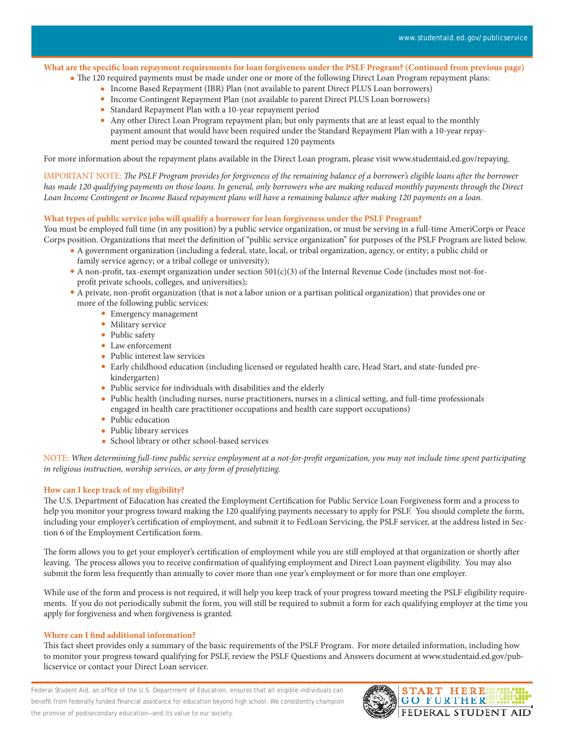**What are the specific loan repayment requirements for loan forgiveness under the PSLF Program? (Continued from previous page)**

- The 120 required payments must be made under one or more of the following Direct Loan Program repayment plans:
  - Income Based Repayment (IBR) Plan (not available to parent Direct PLUS Loan borrowers)
  - Income Contingent Repayment Plan (not available to parent Direct PLUS Loan borrowers)
  - Standard Repayment Plan with a 10-year repayment period
  - Any other Direct Loan Program repayment plan; but only payments that are at least equal to the monthly payment amount that would have been required under the Standard Repayment Plan with a 10-year repayment period may be counted toward the required 120 payments

For more information about the repayment plans available in the Direct Loan program, please visit www.studentaid.ed.gov/repaying.

IMPORTANT NOTE: *The PSLF Program provides for forgiveness of the remaining balance of a borrower's eligible loans after the borrower has made 120 qualifying payments on those loans. In general, only borrowers who are making reduced monthly payments through the Direct Loan Income Contingent or Income Based repayment plans will have a remaining balance after making 120 payments on a loan.*

**What types of public service jobs will qualify a borrower for loan forgiveness under the PSLF Program?**

You must be employed full time (in any position) by a public service organization, or must be serving in a full-time AmeriCorps or Peace Corps position. Organizations that meet the definition of "public service organization" for purposes of the PSLF Program are listed below.

- A government organization (including a federal, state, local, or tribal organization, agency, or entity; a public child or family service agency; or a tribal college or university);
- A non-profit, tax-exempt organization under section 501(c)(3) of the Internal Revenue Code (includes most not-for-profit private schools, colleges, and universities);
- A private, non-profit organization (that is not a labor union or a partisan political organization) that provides one or more of the following public services:
  - Emergency management
  - Military service
  - Public safety
  - Law enforcement
  - Public interest law services
  - Early childhood education (including licensed or regulated health care, Head Start, and state-funded pre-kindergarten)
  - Public service for individuals with disabilities and the elderly
  - Public health (including nurses, nurse practitioners, nurses in a clinical setting, and full-time professionals engaged in health care practitioner occupations and health care support occupations)
  - Public education
  - Public library services
  - School library or other school-based services

NOTE: *When determining full-time public service employment at a not-for-profit organization, you may not include time spent participating in religious instruction, worship services, or any form of proselytizing.*

**How can I keep track of my eligibility?**

The U.S. Department of Education has created the Employment Certification for Public Service Loan Forgiveness form and a process to help you monitor your progress toward making the 120 qualifying payments necessary to apply for PSLF. You should complete the form, including your employer's certification of employment, and submit it to FedLoan Servicing, the PSLF servicer, at the address listed in Section 6 of the Employment Certification form.

The form allows you to get your employer's certification of employment while you are still employed at that organization or shortly after leaving. The process allows you to receive confirmation of qualifying employment and Direct Loan payment eligibility. You may also submit the form less frequently than annually to cover more than one year's employment or for more than one employer.

While use of the form and process is not required, it will help you keep track of your progress toward meeting the PSLF eligibility requirements. If you do not periodically submit the form, you will still be required to submit a form for each qualifying employer at the time you apply for forgiveness and when forgiveness is granted.

**Where can I find additional information?**

This fact sheet provides only a summary of the basic requirements of the PSLF Program. For more detailed information, including how to monitor your progress toward qualifying for PSLF, review the PSLF Questions and Answers document at www.studentaid.ed.gov/publicservice or contact your Direct Loan servicer.

Federal Student Aid, an office of the U.S. Department of Education, ensures that all eligible individuals can benefit from federally funded financial assistance for education beyond high school. We consistently champion the promise of postsecondary education—and its value to our society.

START HERE GO FURTHER FEDERAL STUDENT AID